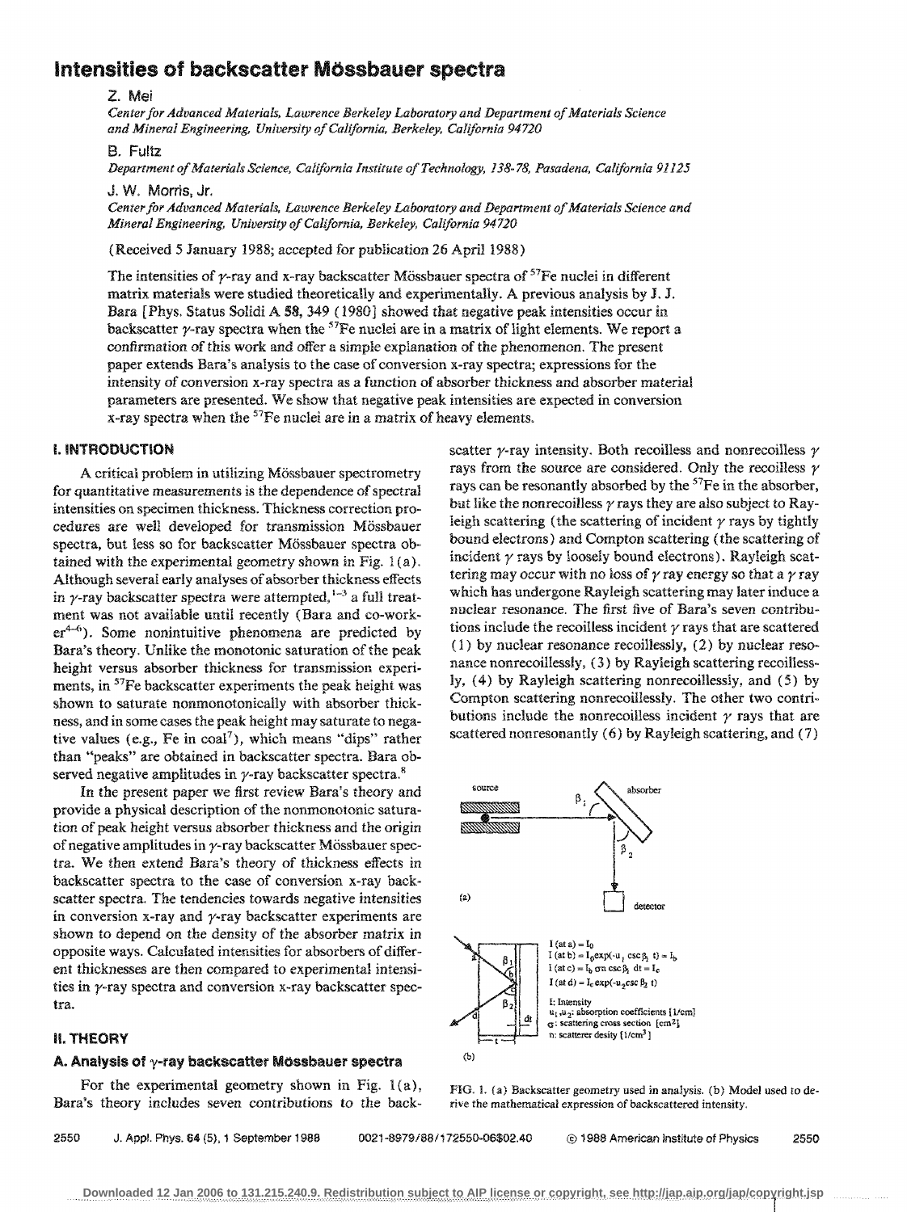# Intensities of backscatter Mössbauer spectra

Z. Mei

*Center for Advanced Materials, Lawrence Berkeley Laboratory and Department of Materials Science and Mineral Engineering, University of California, Berkeley, California 94720*

B. Fultz

*Department of Materials Science, California Institute of Technology, 138-78, Pasadena, California 91125*

J. W. Morris, Jr.

*Center for Advanced Materials, Lawrence Berkeley Laboratory and Department of Materials Science and Mineral Engineering, University of California, Berkeley, California 94720*

(Received 5 January 1988; accepted for publication 26 April 1988)

The intensities of $\gamma$-ray and x-ray backscatter Mössbauer spectra of $^{57}$Fe nuclei in different matrix materials were studied theoretically and experimentally. A previous analysis by J. J. Bara [Phys. Status Solidi A **58**, 349 (1980)] showed that negative peak intensities occur in backscatter $\gamma$-ray spectra when the $^{57}$Fe nuclei are in a matrix of light elements. We report a confirmation of this work and offer a simple explanation of the phenomenon. The present paper extends Bara's analysis to the case of conversion x-ray spectra; expressions for the intensity of conversion x-ray spectra as a function of absorber thickness and absorber material parameters are presented. We show that negative peak intensities are expected in conversion x-ray spectra when the $^{57}$Fe nuclei are in a matrix of heavy elements.

## I. INTRODUCTION

A critical problem in utilizing Mössbauer spectrometry for quantitative measurements is the dependence of spectral intensities on specimen thickness. Thickness correction procedures are well developed for transmission Mössbauer spectra, but less so for backscatter Mössbauer spectra obtained with the experimental geometry shown in Fig. 1(a). Although several early analyses of absorber thickness effects in $\gamma$-ray backscatter spectra were attempted,[1-3] a full treatment was not available until recently (Bara and co-worker[4-6]). Some nonintuitive phenomena are predicted by Bara's theory. Unlike the monotonic saturation of the peak height versus absorber thickness for transmission experiments, in $^{57}$Fe backscatter experiments the peak height was shown to saturate nonmonotonically with absorber thickness, and in some cases the peak height may saturate to negative values (e.g., Fe in coal[7]), which means "dips" rather than "peaks" are obtained in backscatter spectra. Bara observed negative amplitudes in $\gamma$-ray backscatter spectra.[8]

In the present paper we first review Bara's theory and provide a physical description of the nonmonotonic saturation of peak height versus absorber thickness and the origin of negative amplitudes in $\gamma$-ray backscatter Mössbauer spectra. We then extend Bara's theory of thickness effects in backscatter spectra to the case of conversion x-ray backscatter spectra. The tendencies towards negative intensities in conversion x-ray and $\gamma$-ray backscatter experiments are shown to depend on the density of the absorber matrix in opposite ways. Calculated intensities for absorbers of different thicknesses are then compared to experimental intensities in $\gamma$-ray spectra and conversion x-ray backscatter spectra.

## II. THEORY

### A. Analysis of $\gamma$-ray backscatter Mössbauer spectra

For the experimental geometry shown in Fig. 1(a), Bara's theory includes seven contributions to the backscatter $\gamma$-ray intensity. Both recoilless and nonrecoilless $\gamma$ rays from the source are considered. Only the recoilless $\gamma$ rays can be resonantly absorbed by the $^{57}$Fe in the absorber, but like the nonrecoilless $\gamma$ rays they are also subject to Rayleigh scattering (the scattering of incident $\gamma$ rays by tightly bound electrons) and Compton scattering (the scattering of incident $\gamma$ rays by loosely bound electrons). Rayleigh scattering may occur with no loss of $\gamma$ ray energy so that a $\gamma$ ray which has undergone Rayleigh scattering may later induce a nuclear resonance. The first five of Bara's seven contributions include the recoilless incident $\gamma$ rays that are scattered (1) by nuclear resonance recoillessly, (2) by nuclear resonance nonrecoillessly, (3) by Rayleigh scattering recoillessly, (4) by Rayleigh scattering nonrecoillessly, and (5) by Compton scattering nonrecoillessly. The other two contributions include the nonrecoilless incident $\gamma$ rays that are scattered nonresonantly (6) by Rayleigh scattering, and (7)

source — absorber — detector; $\beta_1$, $\beta_2$

(a)

I (at a) = $I_0$
I (at b) = $I_0 \exp(-u_1 \csc\beta_1\, t) = I_b$
I (at c) = $I_b\, \sigma n \csc\beta_1\, dt = I_c$
I (at d) = $I_c \exp(-u_2 \csc\beta_2\, t)$

I: Intensity
$u_1, u_2$: absorption coefficients [1/cm]
$\sigma$: scattering cross section [cm$^2$]
n: scatterer desity [1/cm$^3$]

(b)

FIG. 1. (a) Backscatter geometry used in analysis. (b) Model used to derive the mathematical expression of backscattered intensity.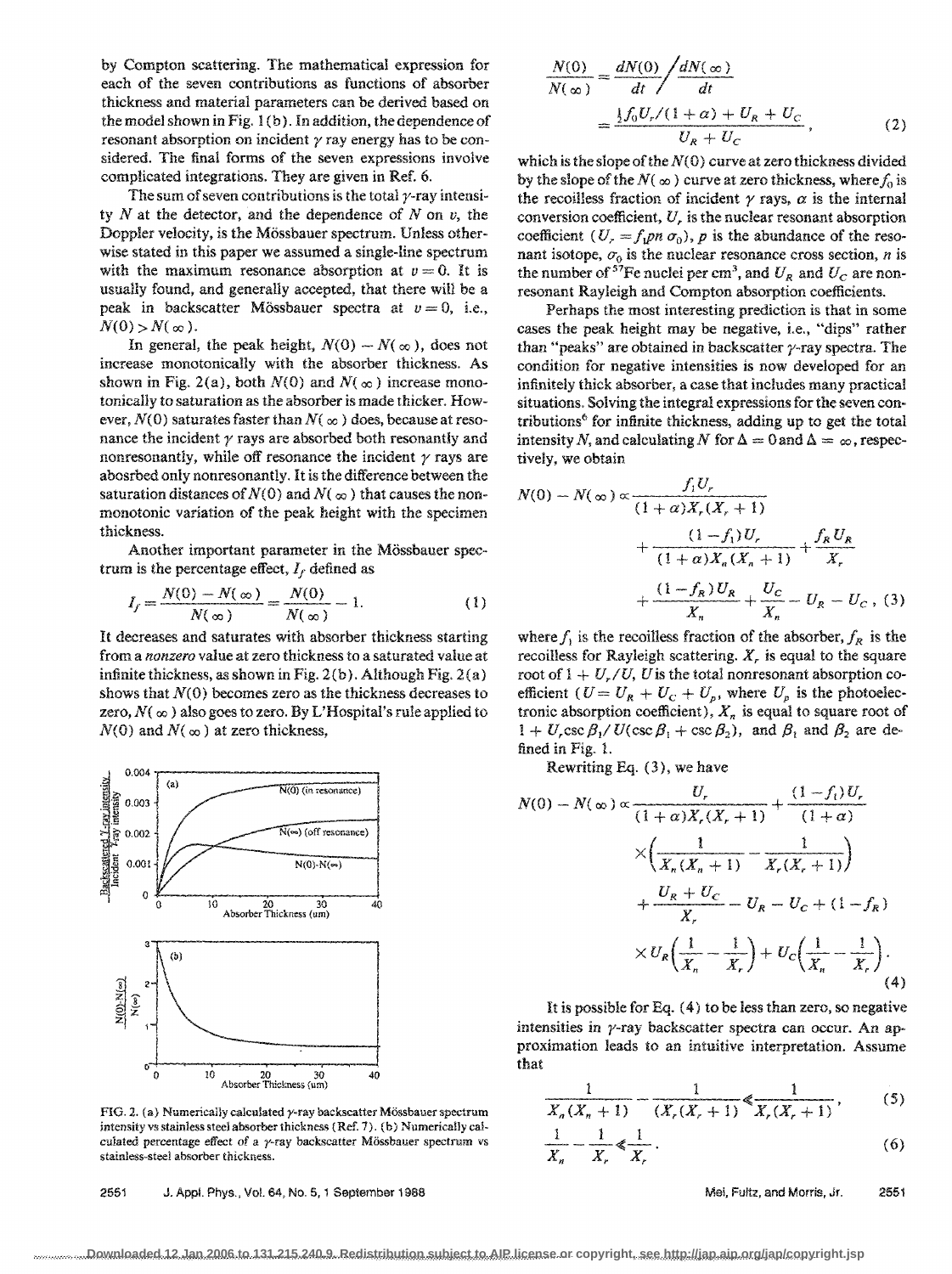by Compton scattering. The mathematical expression for each of the seven contributions as functions of absorber thickness and material parameters can be derived based on the model shown in Fig. 1(b). In addition, the dependence of resonant absorption on incident $\gamma$ ray energy has to be considered. The final forms of the seven expressions involve complicated integrations. They are given in Ref. 6.

The sum of seven contributions is the total $\gamma$-ray intensity $N$ at the detector, and the dependence of $N$ on $v$, the Doppler velocity, is the Mössbauer spectrum. Unless otherwise stated in this paper we assumed a single-line spectrum with the maximum resonance absorption at $v = 0$. It is usually found, and generally accepted, that there will be a peak in backscatter Mössbauer spectra at $v = 0$, i.e., $N(0) > N(\infty)$.

In general, the peak height, $N(0) - N(\infty)$, does not increase monotonically with the absorber thickness. As shown in Fig. 2(a), both $N(0)$ and $N(\infty)$ increase monotonically to saturation as the absorber is made thicker. However, $N(0)$ saturates faster than $N(\infty)$ does, because at resonance the incident $\gamma$ rays are absorbed both resonantly and nonresonantly, while off resonance the incident $\gamma$ rays are abosrbed only nonresonantly. It is the difference between the saturation distances of $N(0)$ and $N(\infty)$ that causes the nonmonotonic variation of the peak height with the specimen thickness.

Another important parameter in the Mössbauer spectrum is the percentage effect, $I_f$ defined as

$$I_f = \frac{N(0) - N(\infty)}{N(\infty)} = \frac{N(0)}{N(\infty)} - 1. \tag{1}$$

It decreases and saturates with absorber thickness starting from a *nonzero* value at zero thickness to a saturated value at infinite thickness, as shown in Fig. 2(b). Although Fig. 2(a) shows that $N(0)$ becomes zero as the thickness decreases to zero, $N(\infty)$ also goes to zero. By L'Hospital's rule applied to $N(0)$ and $N(\infty)$ at zero thickness,

FIG. 2. (a) Numerically calculated $\gamma$-ray backscatter Mössbauer spectrum intensity vs stainless steel absorber thickness (Ref. 7). (b) Numerically calculated percentage effect of a $\gamma$-ray backscatter Mössbauer spectrum vs stainless-steel absorber thickness.

$$\frac{N(0)}{N(\infty)} = \frac{dN(0)}{dt} \bigg/ \frac{dN(\infty)}{dt} = \frac{\frac{1}{2} f_0 U_r/(1+\alpha) + U_R + U_C}{U_R + U_C}, \tag{2}$$

which is the slope of the $N(0)$ curve at zero thickness divided by the slope of the $N(\infty)$ curve at zero thickness, where $f_0$ is the recoilless fraction of incident $\gamma$ rays, $\alpha$ is the internal conversion coefficient, $U_r$ is the nuclear resonant absorption coefficient ($U_r = f_1 p n \sigma_0$), $p$ is the abundance of the resonant isotope, $\sigma_0$ is the nuclear resonance cross section, $n$ is the number of $^{57}$Fe nuclei per cm$^3$, and $U_R$ and $U_C$ are nonresonant Rayleigh and Compton absorption coefficients.

Perhaps the most interesting prediction is that in some cases the peak height may be negative, i.e., "dips" rather than "peaks" are obtained in backscatter $\gamma$-ray spectra. The condition for negative intensities is now developed for an infinitely thick absorber, a case that includes many practical situations. Solving the integral expressions for the seven contributions[6] for infinite thickness, adding up to get the total intensity $N$, and calculating $N$ for $\Delta = 0$ and $\Delta = \infty$, respectively, we obtain

$$N(0) - N(\infty) \propto \frac{f_1 U_r}{(1+\alpha) X_r (X_r + 1)} + \frac{(1 - f_1) U_r}{(1+\alpha) X_n (X_n + 1)} + \frac{f_R U_R}{X_r} + \frac{(1 - f_R) U_R}{X_n} + \frac{U_C}{X_n} - U_R - U_C, \tag{3}$$

where $f_1$ is the recoilless fraction of the absorber, $f_R$ is the recoilless for Rayleigh scattering. $X_r$ is equal to the square root of $1 + U_r/U$, $U$ is the total nonresonant absorption coefficient ($U = U_R + U_C + U_p$, where $U_p$ is the photoelectronic absorption coefficient), $X_n$ is equal to square root of $1 + U_r \csc \beta_1 / U(\csc \beta_1 + \csc \beta_2)$, and $\beta_1$ and $\beta_2$ are defined in Fig. 1.

Rewriting Eq. (3), we have

$$N(0) - N(\infty) \propto \frac{U_r}{(1+\alpha) X_r (X_r + 1)} + \frac{(1 - f_1) U_r}{(1+\alpha)} \times \left( \frac{1}{X_n (X_n + 1)} - \frac{1}{X_r (X_r + 1)} \right) + \frac{U_R + U_C}{X_r} - U_R - U_C + (1 - f_R) \times U_R \left( \frac{1}{X_n} - \frac{1}{X_r} \right) + U_C \left( \frac{1}{X_n} - \frac{1}{X_r} \right). \tag{4}$$

It is possible for Eq. (4) to be less than zero, so negative intensities in $\gamma$-ray backscatter spectra can occur. An approximation leads to an intuitive interpretation. Assume that

$$\frac{1}{X_n (X_n + 1)} - \frac{1}{(X_r (X_r + 1)} \ll \frac{1}{X_r (X_r + 1)}, \tag{5}$$

$$\frac{1}{X_n} - \frac{1}{X_r} \ll \frac{1}{X_r}. \tag{6}$$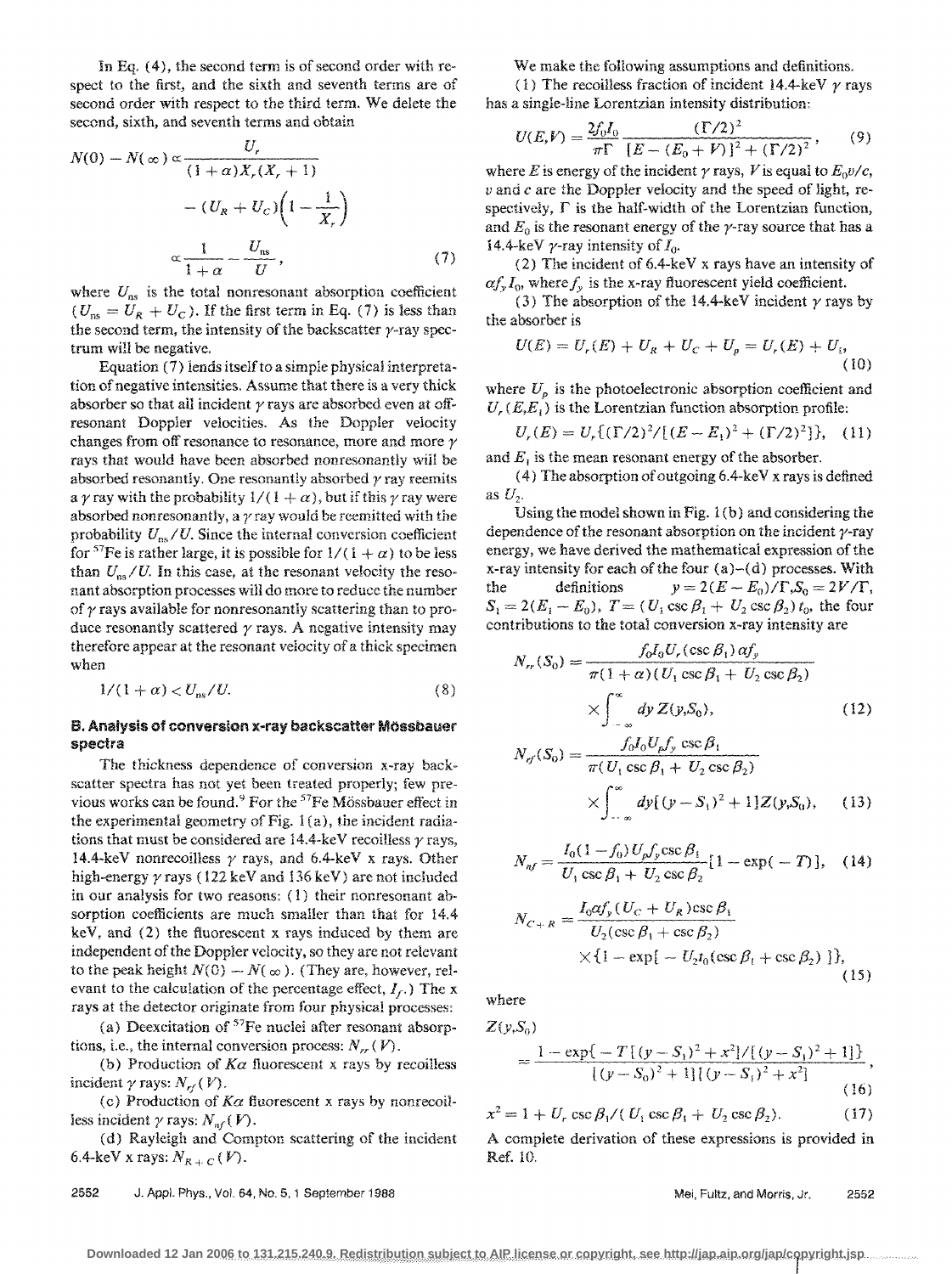In Eq. (4), the second term is of second order with respect to the first, and the sixth and seventh terms are of second order with respect to the third term. We delete the second, sixth, and seventh terms and obtain

$$N(0) - N(\infty) \propto \frac{U_r}{(1+\alpha)X_r(X_r+1)} - (U_R + U_C)\left(1 - \frac{1}{X_r}\right) \propto \frac{1}{1+\alpha} - \frac{U_{ns}}{U}, \tag{7}$$

where $U_{ns}$ is the total nonresonant absorption coefficient ($U_{ns} = U_R + U_C$). If the first term in Eq. (7) is less than the second term, the intensity of the backscatter $\gamma$-ray spectrum will be negative.

Equation (7) lends itself to a simple physical interpretation of negative intensities. Assume that there is a very thick absorber so that all incident $\gamma$ rays are absorbed even at off-resonant Doppler velocities. As the Doppler velocity changes from off resonance to resonance, more and more $\gamma$ rays that would have been absorbed nonresonantly will be absorbed resonantly. One resonantly absorbed $\gamma$ ray reemits a $\gamma$ ray with the probability $1/(1+\alpha)$, but if this $\gamma$ ray were absorbed nonresonantly, a $\gamma$ ray would be reemitted with the probability $U_{ns}/U$. Since the internal conversion coefficient for $^{57}$Fe is rather large, it is possible for $1/(1+\alpha)$ to be less than $U_{ns}/U$. In this case, at the resonant velocity the resonant absorption processes will do more to reduce the number of $\gamma$ rays available for nonresonantly scattering than to produce resonantly scattered $\gamma$ rays. A negative intensity may therefore appear at the resonant velocity of a thick specimen when

$$1/(1+\alpha) < U_{ns}/U. \tag{8}$$

## B. Analysis of conversion x-ray backscatter Mössbauer spectra

The thickness dependence of conversion x-ray backscatter spectra has not yet been treated properly; few previous works can be found.[9] For the $^{57}$Fe Mössbauer effect in the experimental geometry of Fig. 1(a), the incident radiations that must be considered are 14.4-keV recoilless $\gamma$ rays, 14.4-keV nonrecoilless $\gamma$ rays, and 6.4-keV x rays. Other high-energy $\gamma$ rays (122 keV and 136 keV) are not included in our analysis for two reasons: (1) their nonresonant absorption coefficients are much smaller than that for 14.4 keV, and (2) the fluorescent x rays induced by them are independent of the Doppler velocity, so they are not relevant to the peak height $N(0) - N(\infty)$. (They are, however, relevant to the calculation of the percentage effect, $I_r$.) The x rays at the detector originate from four physical processes:

(a) Deexcitation of $^{57}$Fe nuclei after resonant absorptions, i.e., the internal conversion process: $N_{rr}(V)$.

(b) Production of $K\alpha$ fluorescent x rays by recoilless incident $\gamma$ rays: $N_{rf}(V)$.

(c) Production of $K\alpha$ fluorescent x rays by nonrecoilless incident $\gamma$ rays: $N_{nf}(V)$.

(d) Rayleigh and Compton scattering of the incident 6.4-keV x rays: $N_{R+C}(V)$.

We make the following assumptions and definitions.

(1) The recoilless fraction of incident 14.4-keV $\gamma$ rays has a single-line Lorentzian intensity distribution:

$$U(E,V) = \frac{2f_0 I_0}{\pi\Gamma}\frac{(\Gamma/2)^2}{[E-(E_0+V)]^2+(\Gamma/2)^2}, \tag{9}$$

where $E$ is energy of the incident $\gamma$ rays, $V$ is equal to $E_0 v/c$, $v$ and $c$ are the Doppler velocity and the speed of light, respectively, $\Gamma$ is the half-width of the Lorentzian function, and $E_0$ is the resonant energy of the $\gamma$-ray source that has a 14.4-keV $\gamma$-ray intensity of $I_0$.

(2) The incident of 6.4-keV x rays have an intensity of $\alpha f_y I_0$, where $f_y$ is the x-ray fluorescent yield coefficient.

(3) The absorption of the 14.4-keV incident $\gamma$ rays by the absorber is

$$U(E) = U_r(E) + U_R + U_C + U_p = U_r(E) + U_1, \tag{10}$$

where $U_p$ is the photoelectronic absorption coefficient and $U_r(E,E_1)$ is the Lorentzian function absorption profile:

$$U_r(E) = U_r\{(\Gamma/2)^2/[(E-E_1)^2+(\Gamma/2)^2]\}, \tag{11}$$

and $E_1$ is the mean resonant energy of the absorber.

(4) The absorption of outgoing 6.4-keV x rays is defined as $U_2$.

Using the model shown in Fig. 1(b) and considering the dependence of the resonant absorption on the incident $\gamma$-ray energy, we have derived the mathematical expression of the x-ray intensity for each of the four (a)–(d) processes. With the definitions $y = 2(E-E_0)/\Gamma, S_0 = 2V/\Gamma$, $S_1 = 2(E_1 - E_0)$, $T = (U_1 \csc\beta_1 + U_2 \csc\beta_2)t_0$, the four contributions to the total conversion x-ray intensity are

$$N_{rr}(S_0) = \frac{f_0 I_0 U_r(\csc\beta_1)\alpha f_y}{\pi(1+\alpha)(U_1\csc\beta_1 + U_2\csc\beta_2)} \times \int_{-\infty}^{\infty} dy\, Z(y,S_0), \tag{12}$$

$$N_{rf}(S_0) = \frac{f_0 I_0 U_p f_y \csc\beta_1}{\pi(U_1\csc\beta_1 + U_2\csc\beta_2)} \times \int_{-\infty}^{\infty} dy[(y-S_1)^2+1]Z(y,S_0), \tag{13}$$

$$N_{nf} = \frac{I_0(1-f_0)U_p f_y \csc\beta_1}{U_1\csc\beta_1 + U_2\csc\beta_2}[1-\exp(-T)], \tag{14}$$

$$N_{C+R} = \frac{I_0\alpha f_y(U_C+U_R)\csc\beta_1}{U_2(\csc\beta_1+\csc\beta_2)} \times \{1-\exp[-U_2 t_0(\csc\beta_1+\csc\beta_2)]\}, \tag{15}$$

where

$$Z(y,S_0) = \frac{1-\exp\{-T[(y-S_1)^2+x^2]/[(y-S_1)^2+1]\}}{[(y-S_0)^2+1][(y-S_1)^2+x^2]}, \tag{16}$$

$$x^2 = 1 + U_r\csc\beta_1/(U_1\csc\beta_1 + U_2\csc\beta_2). \tag{17}$$

A complete derivation of these expressions is provided in Ref. 10.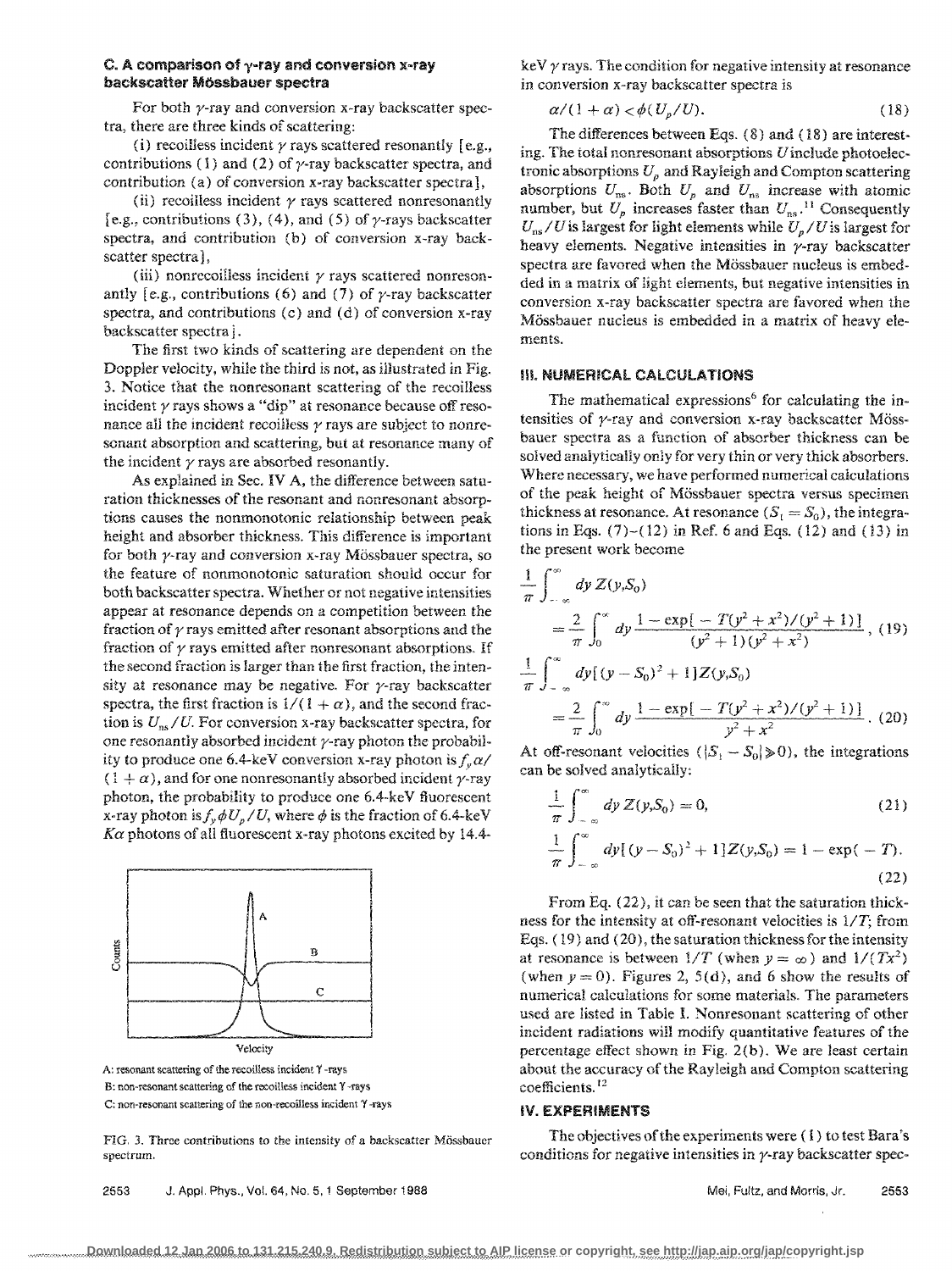### C. A comparison of γ-ray and conversion x-ray backscatter Mössbauer spectra

For both γ-ray and conversion x-ray backscatter spectra, there are three kinds of scattering:

(i) recoilless incident γ rays scattered resonantly [e.g., contributions (1) and (2) of γ-ray backscatter spectra, and contribution (a) of conversion x-ray backscatter spectra],

(ii) recoilless incident γ rays scattered nonresonantly [e.g., contributions (3), (4), and (5) of γ-rays backscatter spectra, and contribution (b) of conversion x-ray backscatter spectra],

(iii) nonrecoilless incident γ rays scattered nonresonantly [e.g., contributions (6) and (7) of γ-ray backscatter spectra, and contributions (c) and (d) of conversion x-ray backscatter spectra].

The first two kinds of scattering are dependent on the Doppler velocity, while the third is not, as illustrated in Fig. 3. Notice that the nonresonant scattering of the recoilless incident γ rays shows a "dip" at resonance because off resonance all the incident recoilless γ rays are subject to nonresonant absorption and scattering, but at resonance many of the incident γ rays are absorbed resonantly.

As explained in Sec. IV A, the difference between saturation thicknesses of the resonant and nonresonant absorptions causes the nonmonotonic relationship between peak height and absorber thickness. This difference is important for both γ-ray and conversion x-ray Mössbauer spectra, so the feature of nonmonotonic saturation should occur for both backscatter spectra. Whether or not negative intensities appear at resonance depends on a competition between the fraction of γ rays emitted after resonant absorptions and the fraction of γ rays emitted after nonresonant absorptions. If the second fraction is larger than the first fraction, the intensity at resonance may be negative. For γ-ray backscatter spectra, the first fraction is $1/(1+\alpha)$, and the second fraction is $U_{ns}/U$. For conversion x-ray backscatter spectra, for one resonantly absorbed incident γ-ray photon the probability to produce one 6.4-keV conversion x-ray photon is $f_y\alpha/(1+\alpha)$, and for one nonresonantly absorbed incident γ-ray photon, the probability to produce one 6.4-keV fluorescent x-ray photon is $f_y\phi U_p/U$, where $\phi$ is the fraction of 6.4-keV $K\alpha$ photons of all fluorescent x-ray photons excited by 14.4-keV γ rays. The condition for negative intensity at resonance in conversion x-ray backscatter spectra is

$$\alpha/(1+\alpha) < \phi(U_p/U). \quad (18)$$

The differences between Eqs. (8) and (18) are interesting. The total nonresonant absorptions $U$ include photoelectronic absorptions $U_p$ and Rayleigh and Compton scattering absorptions $U_{ns}$. Both $U_p$ and $U_{ns}$ increase with atomic number, but $U_p$ increases faster than $U_{ns}$.[11] Consequently $U_{ns}/U$ is largest for light elements while $U_p/U$ is largest for heavy elements. Negative intensities in γ-ray backscatter spectra are favored when the Mössbauer nucleus is embedded in a matrix of light elements, but negative intensities in conversion x-ray backscatter spectra are favored when the Mössbauer nucleus is embedded in a matrix of heavy elements.

A: resonant scattering of the recoilless incident γ-rays
B: non-resonant scattering of the recoilless incident γ-rays
C: non-resonant scattering of the non-recoilless incident γ-rays

FIG. 3. Three contributions to the intensity of a backscatter Mössbauer spectrum.

## III. NUMERICAL CALCULATIONS

The mathematical expressions[6] for calculating the intensities of γ-ray and conversion x-ray backscatter Mössbauer spectra as a function of absorber thickness can be solved analytically only for very thin or very thick absorbers. Where necessary, we have performed numerical calculations of the peak height of Mössbauer spectra versus specimen thickness at resonance. At resonance ($S_1 = S_0$), the integrations in Eqs. (7)–(12) in Ref. 6 and Eqs. (12) and (13) in the present work become

$$\frac{1}{\pi}\int_{-\infty}^{\infty} dy\, Z(y,S_0) = \frac{2}{\pi}\int_0^{\infty} dy\, \frac{1-\exp[-T(y^2+x^2)/(y^2+1)]}{(y^2+1)(y^2+x^2)}, \quad (19)$$

$$\frac{1}{\pi}\int_{-\infty}^{\infty} dy[(y-S_0)^2+1]Z(y,S_0) = \frac{2}{\pi}\int_0^{\infty} dy\, \frac{1-\exp[-T(y^2+x^2)/(y^2+1)]}{y^2+x^2}. \quad (20)$$

At off-resonant velocities ($|S_1 - S_0| \gg 0$), the integrations can be solved analytically:

$$\frac{1}{\pi}\int_{-\infty}^{\infty} dy\, Z(y,S_0) = 0, \quad (21)$$

$$\frac{1}{\pi}\int_{-\infty}^{\infty} dy[(y-S_0)^2+1]Z(y,S_0) = 1-\exp(-T). \quad (22)$$

From Eq. (22), it can be seen that the saturation thickness for the intensity at off-resonant velocities is $1/T$; from Eqs. (19) and (20), the saturation thickness for the intensity at resonance is between $1/T$ (when $y=\infty$) and $1/(Tx^2)$ (when $y=0$). Figures 2, 5(d), and 6 show the results of numerical calculations for some materials. The parameters used are listed in Table I. Nonresonant scattering of other incident radiations will modify quantitative features of the percentage effect shown in Fig. 2(b). We are least certain about the accuracy of the Rayleigh and Compton scattering coefficients.[12]

## IV. EXPERIMENTS

The objectives of the experiments were (1) to test Bara's conditions for negative intensities in γ-ray backscatter spec-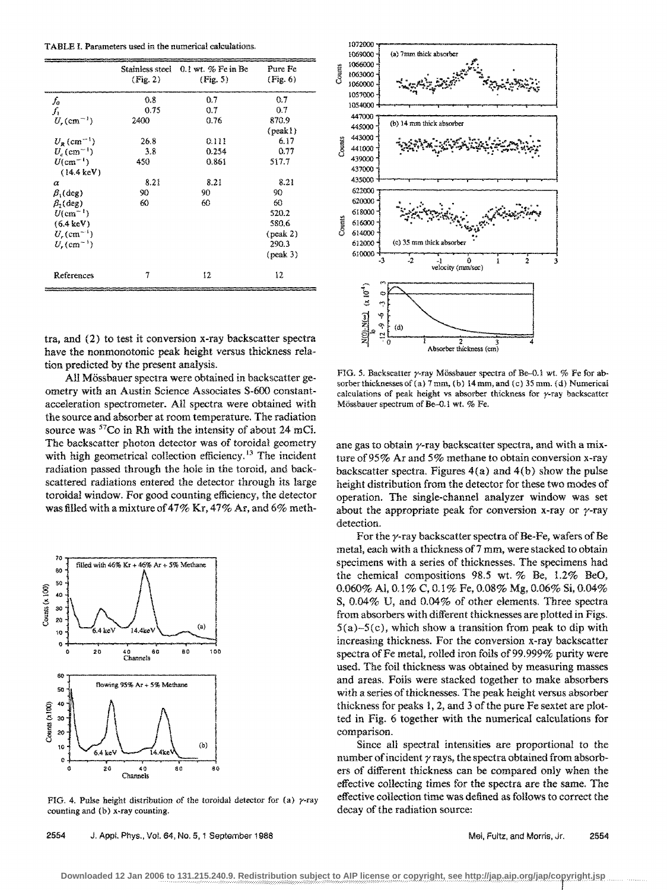TABLE I. Parameters used in the numerical calculations.

| | Stainless steel (Fig. 2) | 0.1 wt. % Fe in Be (Fig. 5) | Pure Fe (Fig. 6) |
|---|---|---|---|
| $f_0$ | 0.8 | 0.7 | 0.7 |
| $f_1$ | 0.75 | 0.7 | 0.7 |
| $U_r$ (cm$^{-1}$) | 2400 | 0.76 | 870.9 (peak1) |
| $U_R$ (cm$^{-1}$) | 26.8 | 0.111 | 6.17 |
| $U_c$ (cm$^{-1}$) | 3.8 | 0.254 | 0.77 |
| $U$(cm$^{-1}$) (14.4 keV) | 450 | 0.861 | 517.7 |
| $\alpha$ | 8.21 | 8.21 | 8.21 |
| $\beta_1$(deg) | 90 | 90 | 90 |
| $\beta_2$(deg) | 60 | 60 | 60 |
| $U$(cm$^{-1}$) (6.4 keV) | | | 520.2 |
| $U_r$ (cm$^{-1}$) | | | 580.6 (peak 2) |
| $U_r$ (cm$^{-1}$) | | | 290.3 (peak 3) |
| References | 7 | 12 | 12 |

tra, and (2) to test it conversion x-ray backscatter spectra have the nonmonotonic peak height versus thickness relation predicted by the present analysis.

All Mössbauer spectra were obtained in backscatter geometry with an Austin Science Associates S-600 constant-acceleration spectrometer. All spectra were obtained with the source and absorber at room temperature. The radiation source was $^{57}$Co in Rh with the intensity of about 24 mCi. The backscatter photon detector was of toroidal geometry with high geometrical collection efficiency.[13] The incident radiation passed through the hole in the toroid, and backscattered radiations entered the detector through its large toroidal window. For good counting efficiency, the detector was filled with a mixture of 47% Kr, 47% Ar, and 6% methane gas to obtain $\gamma$-ray backscatter spectra, and with a mixture of 95% Ar and 5% methane to obtain conversion x-ray backscatter spectra. Figures 4(a) and 4(b) show the pulse height distribution from the detector for these two modes of operation. The single-channel analyzer window was set about the appropriate peak for conversion x-ray or $\gamma$-ray detection.

FIG. 4. Pulse height distribution of the toroidal detector for (a) $\gamma$-ray counting and (b) x-ray counting.

FIG. 5. Backscatter $\gamma$-ray Mössbauer spectra of Be–0.1 wt. % Fe for absorber thicknesses of (a) 7 mm, (b) 14 mm, and (c) 35 mm. (d) Numerical calculations of peak height vs absorber thickness for $\gamma$-ray backscatter Mössbauer spectrum of Be–0.1 wt. % Fe.

For the $\gamma$-ray backscatter spectra of Be-Fe, wafers of Be metal, each with a thickness of 7 mm, were stacked to obtain specimens with a series of thicknesses. The specimens had the chemical compositions 98.5 wt. % Be, 1.2% BeO, 0.060% Al, 0.1% C, 0.1% Fe, 0.08% Mg, 0.06% Si, 0.04% S, 0.04% U, and 0.04% of other elements. Three spectra from absorbers with different thicknesses are plotted in Figs. 5(a)–5(c), which show a transition from peak to dip with increasing thickness. For the conversion x-ray backscatter spectra of Fe metal, rolled iron foils of 99.999% purity were used. The foil thickness was obtained by measuring masses and areas. Foils were stacked together to make absorbers with a series of thicknesses. The peak height versus absorber thickness for peaks 1, 2, and 3 of the pure Fe sextet are plotted in Fig. 6 together with the numerical calculations for comparison.

Since all spectral intensities are proportional to the number of incident $\gamma$ rays, the spectra obtained from absorbers of different thickness can be compared only when the effective collecting times for the spectra are the same. The effective collection time was defined as follows to correct the decay of the radiation source: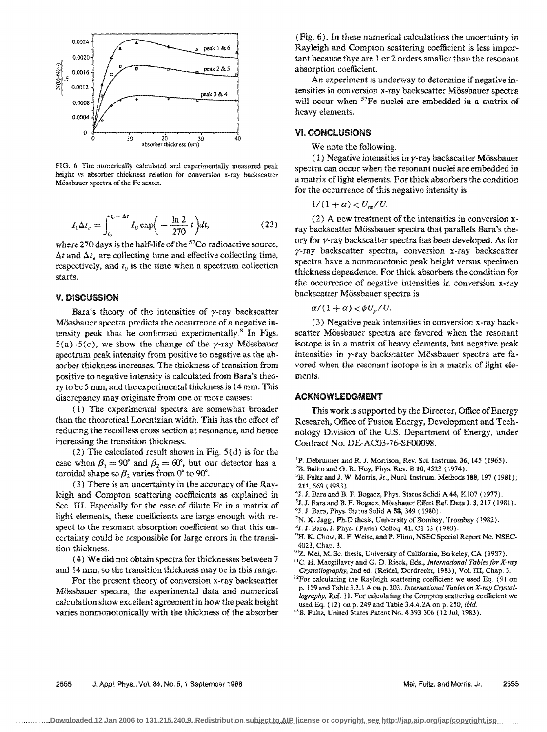0.0024
0.0020
0.0016
0.0012
0.0008
0.0004
0
$\frac{N(0)-N(\infty)}{I_0}$
peak 1 & 6
peak 2 & 5
peak 3 & 4
0 10 20 30 40
absorber thickness (um)

FIG. 6. The numerically calculated and experimentally measured peak height vs absorber thickness relation for conversion x-ray backscatter Mössbauer spectra of the Fe sextet.

$$I_0 \Delta t_e = \int_{t_0}^{t_0+\Delta t} I_0 \exp\left(-\frac{\ln 2}{270}\, t\right) dt, \tag{23}$$

where 270 days is the half-life of the $^{57}$Co radioactive source, $\Delta t$ and $\Delta t_e$ are collecting time and effective collecting time, respectively, and $t_0$ is the time when a spectrum collection starts.

## V. DISCUSSION

Bara's theory of the intensities of $\gamma$-ray backscatter Mössbauer spectra predicts the occurrence of a negative intensity peak that he confirmed experimentally.[8] In Figs. 5(a)–5(c), we show the change of the $\gamma$-ray Mössbauer spectrum peak intensity from positive to negative as the absorber thickness increases. The thickness of transition from positive to negative intensity is calculated from Bara's theory to be 5 mm, and the experimental thickness is 14 mm. This discrepancy may originate from one or more causes:

(1) The experimental spectra are somewhat broader than the theoretical Lorentzian width. This has the effect of reducing the recoilless cross section at resonance, and hence increasing the transition thickness.

(2) The calculated result shown in Fig. 5(d) is for the case when $\beta_1 = 90°$ and $\beta_2 = 60°$, but our detector has a toroidal shape so $\beta_2$ varies from 0° to 90°.

(3) There is an uncertainty in the accuracy of the Rayleigh and Compton scattering coefficients as explained in Sec. III. Especially for the case of dilute Fe in a matrix of light elements, these coefficients are large enough with respect to the resonant absorption coefficient so that this uncertainty could be responsible for large errors in the transition thickness.

(4) We did not obtain spectra for thicknesses between 7 and 14 mm, so the transition thickness may be in this range.

For the present theory of conversion x-ray backscatter Mössbauer spectra, the experimental data and numerical calculation show excellent agreement in how the peak height varies nonmonotonically with the thickness of the absorber (Fig. 6). In these numerical calculations the uncertainty in Rayleigh and Compton scattering coefficient is less important because thye are 1 or 2 orders smaller than the resonant absorption coefficient.

An experiment is underway to determine if negative intensities in conversion x-ray backscatter Mössbauer spectra will occur when $^{57}$Fe nuclei are embedded in a matrix of heavy elements.

## VI. CONCLUSIONS

We note the following.

(1) Negative intensities in $\gamma$-ray backscatter Mössbauer spectra can occur when the resonant nuclei are embedded in a matrix of light elements. For thick absorbers the condition for the occurrence of this negative intensity is

$$1/(1+\alpha) < U_{ns}/U.$$

(2) A new treatment of the intensities in conversion x-ray backscatter Mössbauer spectra that parallels Bara's theory for $\gamma$-ray backscatter spectra has been developed. As for $\gamma$-ray backscatter spectra, conversion x-ray backscatter spectra have a nonmonotonic peak height versus specimen thickness dependence. For thick absorbers the condition for the occurrence of negative intensities in conversion x-ray backscatter Mössbauer spectra is

$$\alpha/(1+\alpha) < \phi U_p/U.$$

(3) Negative peak intensities in conversion x-ray backscatter Mössbauer spectra are favored when the resonant isotope is in a matrix of heavy elements, but negative peak intensities in $\gamma$-ray backscatter Mössbauer spectra are favored when the resonant isotope is in a matrix of light elements.

## ACKNOWLEDGMENT

This work is supported by the Director, Office of Energy Research, Office of Fusion Energy, Development and Technology Division of the U.S. Department of Energy, under Contract No. DE-AC03-76-SF00098.

[1] P. Debrunner and R. J. Morrison, Rev. Sci. Instrum. **36**, 145 (1965).
[2] B. Balko and G. R. Hoy, Phys. Rev. B **10**, 4523 (1974).
[3] B. Fultz and J. W. Morris, Jr., Nucl. Instrum. Methods **188**, 197 (1981); **211**, 569 (1983).
[4] J. J. Bara and B. F. Bogacz, Phys. Status Solidi A **44**, K107 (1977).
[5] J. J. Bara and B. F. Bogacz, Mössbauer Effect Ref. Data J. **3**, 217 (1981).
[6] J. J. Bara, Phys. Status Solid A **58**, 349 (1980).
[7] N. K. Jaggi, Ph.D thesis, University of Bombay, Trombay (1982).
[8] J. J. Bara, J. Phys. (Paris) Colloq. **41**, C1-13 (1980).
[9] H. K. Chow, R. F. Weise, and P. Flinn, NSEC Special Report No. NSEC-4023, Chap. 3.
[10] Z. Mei, M. Sc. thesis, University of California, Berkeley, CA (1987).
[11] C. H. Macgillavry and G. D. Rieck, Eds., *International Tables for X-ray Crystallography*, 2nd ed. (Reidel, Dordrecht, 1983), Vol. III, Chap. 3.
[12] For calculating the Rayleigh scattering coefficient we used Eq. (9) on p. 159 and Table 3.3.1 A on p. 203, *International Tables on X-ray Crystallography*, Ref. 11. For calculating the Compton scattering coefficient we used Eq. (12) on p. 249 and Table 3.4.4.2A on p. 250, *ibid.*
[13] B. Fultz, United States Patent No. 4 393 306 (12 Jul, 1983).